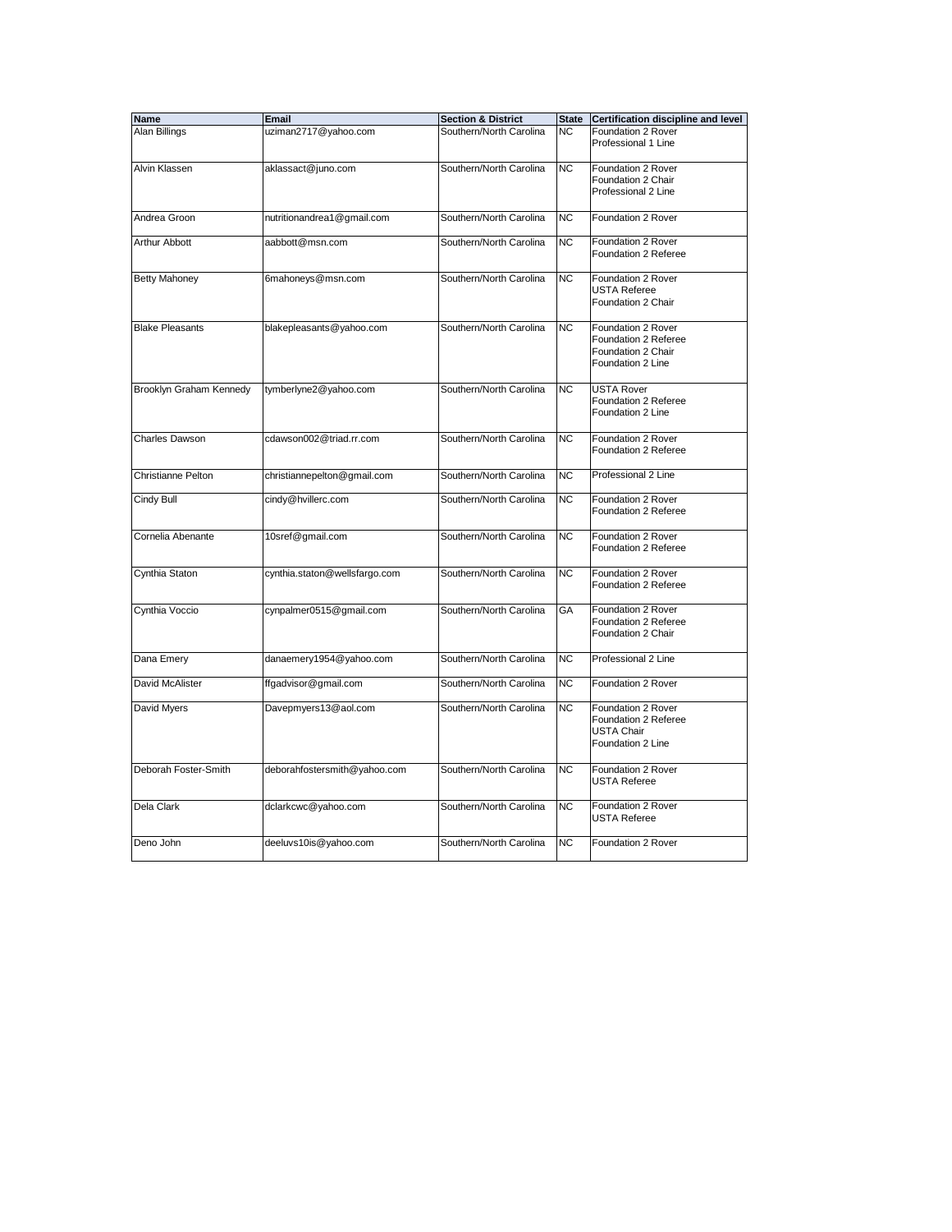| Name | Email | Section & District | State | Certification discipline and level |
| --- | --- | --- | --- | --- |
| Alan Billings | uziman2717@yahoo.com | Southern/North Carolina | NC | Foundation 2 Rover<br>Professional 1 Line |
| Alvin Klassen | aklassact@juno.com | Southern/North Carolina | NC | Foundation 2 Rover<br>Foundation 2 Chair<br>Professional 2 Line |
| Andrea Groon | nutritionandrea1@gmail.com | Southern/North Carolina | NC | Foundation 2 Rover |
| Arthur Abbott | aabbott@msn.com | Southern/North Carolina | NC | Foundation 2 Rover<br>Foundation 2 Referee |
| Betty Mahoney | 6mahoneys@msn.com | Southern/North Carolina | NC | Foundation 2 Rover<br>USTA Referee<br>Foundation 2 Chair |
| Blake Pleasants | blakepleasants@yahoo.com | Southern/North Carolina | NC | Foundation 2 Rover<br>Foundation 2 Referee<br>Foundation 2 Chair<br>Foundation 2 Line |
| Brooklyn Graham Kennedy | tymberlyne2@yahoo.com | Southern/North Carolina | NC | USTA Rover<br>Foundation 2 Referee<br>Foundation 2 Line |
| Charles Dawson | cdawson002@triad.rr.com | Southern/North Carolina | NC | Foundation 2 Rover<br>Foundation 2 Referee |
| Christianne Pelton | christiannepelton@gmail.com | Southern/North Carolina | NC | Professional 2 Line |
| Cindy Bull | cindy@hvillerc.com | Southern/North Carolina | NC | Foundation 2 Rover<br>Foundation 2 Referee |
| Cornelia Abenante | 10sref@gmail.com | Southern/North Carolina | NC | Foundation 2 Rover<br>Foundation 2 Referee |
| Cynthia Staton | cynthia.staton@wellsfargo.com | Southern/North Carolina | NC | Foundation 2 Rover<br>Foundation 2 Referee |
| Cynthia Voccio | cynpalmer0515@gmail.com | Southern/North Carolina | GA | Foundation 2 Rover<br>Foundation 2 Referee<br>Foundation 2 Chair |
| Dana Emery | danaemery1954@yahoo.com | Southern/North Carolina | NC | Professional 2 Line |
| David McAlister | ffgadvisor@gmail.com | Southern/North Carolina | NC | Foundation 2 Rover |
| David Myers | Davepmyers13@aol.com | Southern/North Carolina | NC | Foundation 2 Rover<br>Foundation 2 Referee<br>USTA Chair<br>Foundation 2 Line |
| Deborah Foster-Smith | deborahfostersmith@yahoo.com | Southern/North Carolina | NC | Foundation 2 Rover<br>USTA Referee |
| Dela Clark | dclarkcwc@yahoo.com | Southern/North Carolina | NC | Foundation 2 Rover<br>USTA Referee |
| Deno John | deeluvs10is@yahoo.com | Southern/North Carolina | NC | Foundation 2 Rover |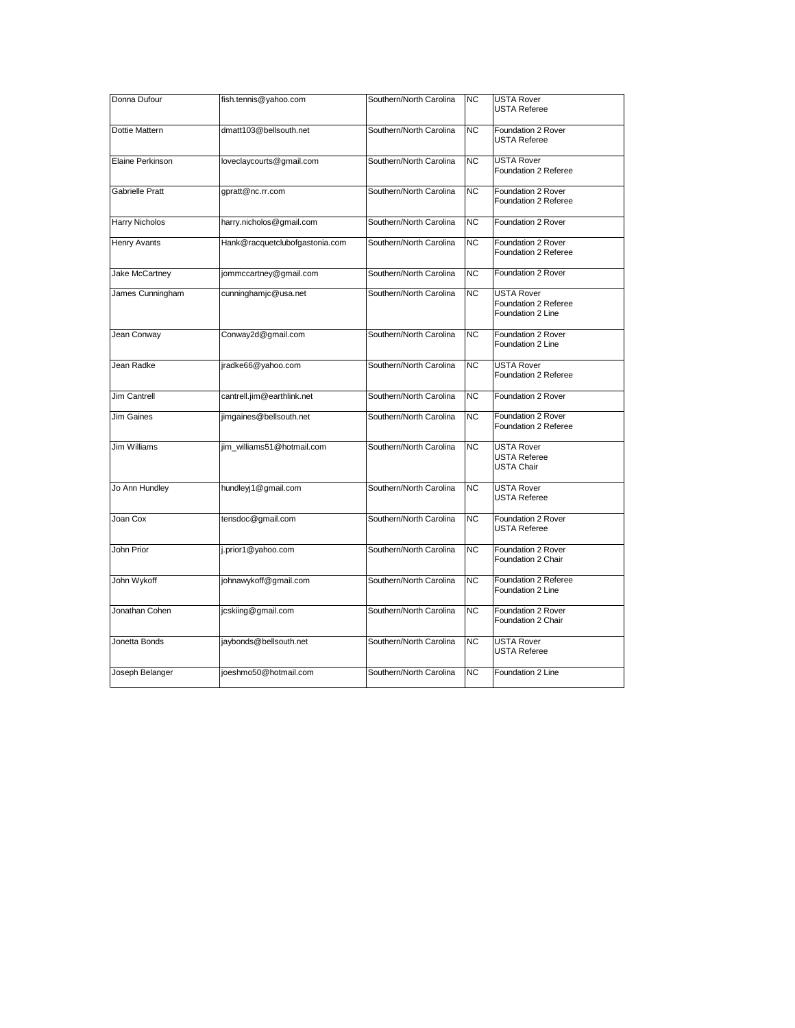| Donna Dufour | fish.tennis@yahoo.com | Southern/North Carolina | NC | USTA Rover<br>USTA Referee |
| --- | --- | --- | --- | --- |
| Dottie Mattern | dmatt103@bellsouth.net | Southern/North Carolina | NC | Foundation 2 Rover<br>USTA Referee |
| Elaine Perkinson | loveclaycourts@gmail.com | Southern/North Carolina | NC | USTA Rover<br>Foundation 2 Referee |
| Gabrielle Pratt | gpratt@nc.rr.com | Southern/North Carolina | NC | Foundation 2 Rover<br>Foundation 2 Referee |
| Harry Nicholos | harry.nicholos@gmail.com | Southern/North Carolina | NC | Foundation 2 Rover |
| Henry Avants | Hank@racquetclubofgastonia.com | Southern/North Carolina | NC | Foundation 2 Rover<br>Foundation 2 Referee |
| Jake McCartney | jommccartney@gmail.com | Southern/North Carolina | NC | Foundation 2 Rover |
| James Cunningham | cunninghamjc@usa.net | Southern/North Carolina | NC | USTA Rover<br>Foundation 2 Referee<br>Foundation 2 Line |
| Jean Conway | Conway2d@gmail.com | Southern/North Carolina | NC | Foundation 2 Rover<br>Foundation 2 Line |
| Jean Radke | jradke66@yahoo.com | Southern/North Carolina | NC | USTA Rover<br>Foundation 2 Referee |
| Jim Cantrell | cantrell.jim@earthlink.net | Southern/North Carolina | NC | Foundation 2 Rover |
| Jim Gaines | jimgaines@bellsouth.net | Southern/North Carolina | NC | Foundation 2 Rover<br>Foundation 2 Referee |
| Jim Williams | jim_williams51@hotmail.com | Southern/North Carolina | NC | USTA Rover<br>USTA Referee<br>USTA Chair |
| Jo Ann Hundley | hundleyj1@gmail.com | Southern/North Carolina | NC | USTA Rover<br>USTA Referee |
| Joan Cox | tensdoc@gmail.com | Southern/North Carolina | NC | Foundation 2 Rover<br>USTA Referee |
| John Prior | j.prior1@yahoo.com | Southern/North Carolina | NC | Foundation 2 Rover<br>Foundation 2 Chair |
| John Wykoff | johnawykoff@gmail.com | Southern/North Carolina | NC | Foundation 2 Referee<br>Foundation 2 Line |
| Jonathan Cohen | jcskiing@gmail.com | Southern/North Carolina | NC | Foundation 2 Rover<br>Foundation 2 Chair |
| Jonetta Bonds | jaybonds@bellsouth.net | Southern/North Carolina | NC | USTA Rover<br>USTA Referee |
| Joseph Belanger | joeshmo50@hotmail.com | Southern/North Carolina | NC | Foundation 2 Line |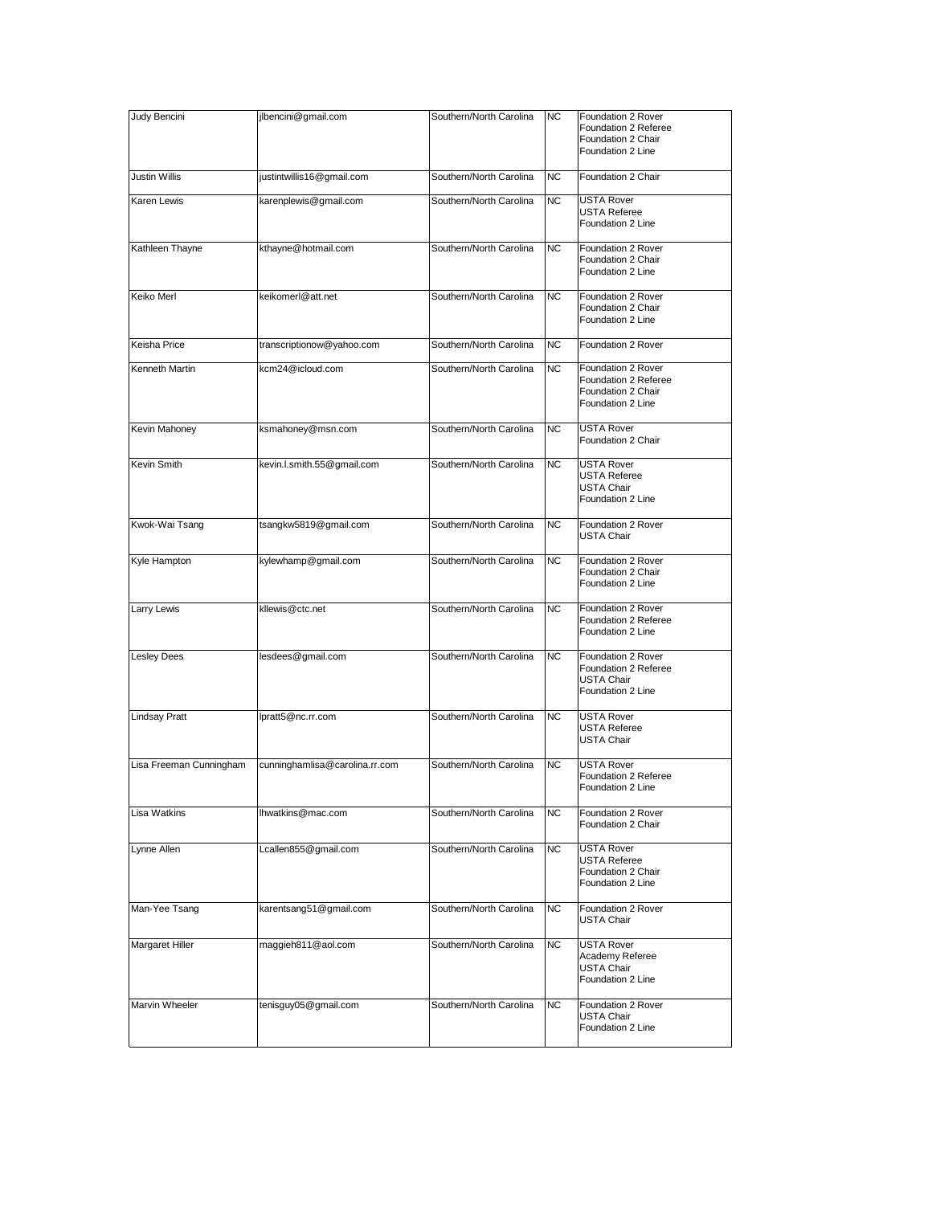| Judy Bencini | jlbencini@gmail.com | Southern/North Carolina | NC | Foundation 2 Rover<br>Foundation 2 Referee<br>Foundation 2 Chair<br>Foundation 2 Line |
|---|---|---|---|---|
| Justin Willis | justintwillis16@gmail.com | Southern/North Carolina | NC | Foundation 2 Chair |
| Karen Lewis | karenplewis@gmail.com | Southern/North Carolina | NC | USTA Rover<br>USTA Referee<br>Foundation 2 Line |
| Kathleen Thayne | kthayne@hotmail.com | Southern/North Carolina | NC | Foundation 2 Rover<br>Foundation 2 Chair<br>Foundation 2 Line |
| Keiko Merl | keikomerl@att.net | Southern/North Carolina | NC | Foundation 2 Rover<br>Foundation 2 Chair<br>Foundation 2 Line |
| Keisha Price | transcriptionow@yahoo.com | Southern/North Carolina | NC | Foundation 2 Rover |
| Kenneth Martin | kcm24@icloud.com | Southern/North Carolina | NC | Foundation 2 Rover<br>Foundation 2 Referee<br>Foundation 2 Chair<br>Foundation 2 Line |
| Kevin Mahoney | ksmahoney@msn.com | Southern/North Carolina | NC | USTA Rover<br>Foundation 2 Chair |
| Kevin Smith | kevin.l.smith.55@gmail.com | Southern/North Carolina | NC | USTA Rover<br>USTA Referee<br>USTA Chair<br>Foundation 2 Line |
| Kwok-Wai Tsang | tsangkw5819@gmail.com | Southern/North Carolina | NC | Foundation 2 Rover<br>USTA Chair |
| Kyle Hampton | kylewhamp@gmail.com | Southern/North Carolina | NC | Foundation 2 Rover<br>Foundation 2 Chair<br>Foundation 2 Line |
| Larry Lewis | kllewis@ctc.net | Southern/North Carolina | NC | Foundation 2 Rover<br>Foundation 2 Referee<br>Foundation 2 Line |
| Lesley Dees | lesdees@gmail.com | Southern/North Carolina | NC | Foundation 2 Rover<br>Foundation 2 Referee<br>USTA Chair<br>Foundation 2 Line |
| Lindsay Pratt | lpratt5@nc.rr.com | Southern/North Carolina | NC | USTA Rover<br>USTA Referee<br>USTA Chair |
| Lisa Freeman Cunningham | cunninghamlisa@carolina.rr.com | Southern/North Carolina | NC | USTA Rover<br>Foundation 2 Referee<br>Foundation 2 Line |
| Lisa Watkins | lhwatkins@mac.com | Southern/North Carolina | NC | Foundation 2 Rover<br>Foundation 2 Chair |
| Lynne Allen | Lcallen855@gmail.com | Southern/North Carolina | NC | USTA Rover<br>USTA Referee<br>Foundation 2 Chair<br>Foundation 2 Line |
| Man-Yee Tsang | karentsang51@gmail.com | Southern/North Carolina | NC | Foundation 2 Rover<br>USTA Chair |
| Margaret Hiller | maggieh811@aol.com | Southern/North Carolina | NC | USTA Rover<br>Academy Referee<br>USTA Chair<br>Foundation 2 Line |
| Marvin Wheeler | tenisguy05@gmail.com | Southern/North Carolina | NC | Foundation 2 Rover<br>USTA Chair<br>Foundation 2 Line |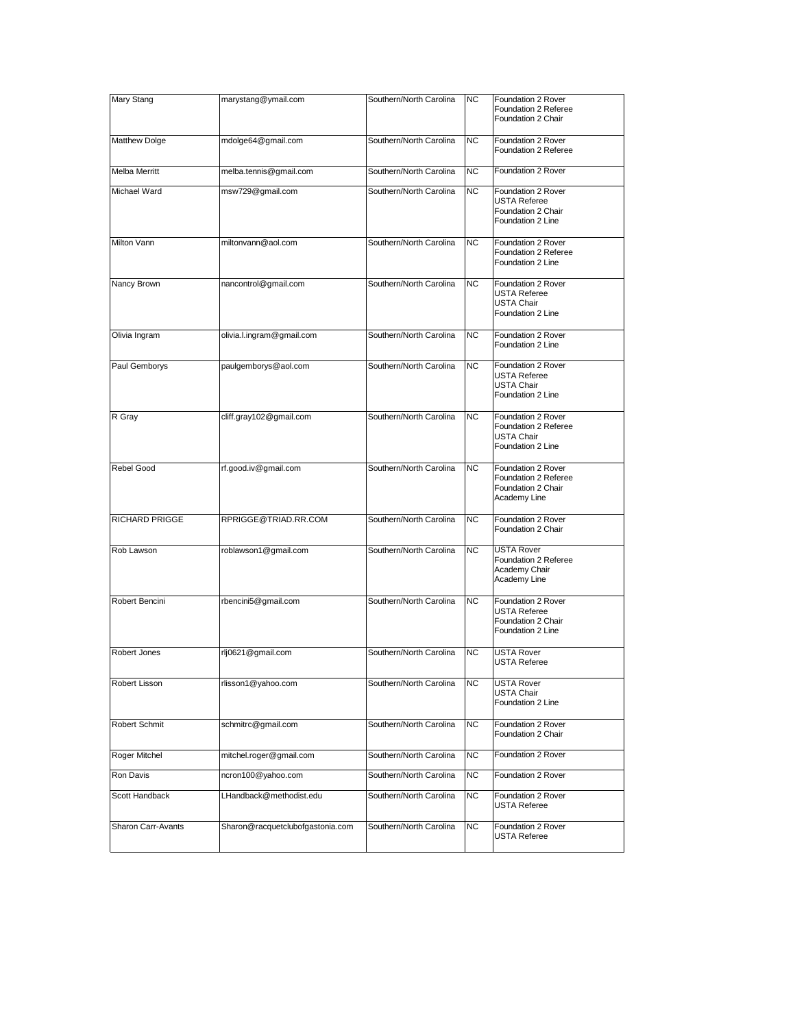| Mary Stang | marystang@ymail.com | Southern/North Carolina | NC | Foundation 2 Rover<br>Foundation 2 Referee<br>Foundation 2 Chair |
|---|---|---|---|---|
| Matthew Dolge | mdolge64@gmail.com | Southern/North Carolina | NC | Foundation 2 Rover<br>Foundation 2 Referee |
| Melba Merritt | melba.tennis@gmail.com | Southern/North Carolina | NC | Foundation 2 Rover |
| Michael Ward | msw729@gmail.com | Southern/North Carolina | NC | Foundation 2 Rover<br>USTA Referee<br>Foundation 2 Chair<br>Foundation 2 Line |
| Milton Vann | miltonvann@aol.com | Southern/North Carolina | NC | Foundation 2 Rover<br>Foundation 2 Referee<br>Foundation 2 Line |
| Nancy Brown | nancontrol@gmail.com | Southern/North Carolina | NC | Foundation 2 Rover<br>USTA Referee<br>USTA Chair<br>Foundation 2 Line |
| Olivia Ingram | olivia.l.ingram@gmail.com | Southern/North Carolina | NC | Foundation 2 Rover<br>Foundation 2 Line |
| Paul Gemborys | paulgemborys@aol.com | Southern/North Carolina | NC | Foundation 2 Rover<br>USTA Referee<br>USTA Chair<br>Foundation 2 Line |
| R Gray | cliff.gray102@gmail.com | Southern/North Carolina | NC | Foundation 2 Rover<br>Foundation 2 Referee<br>USTA Chair<br>Foundation 2 Line |
| Rebel Good | rf.good.iv@gmail.com | Southern/North Carolina | NC | Foundation 2 Rover<br>Foundation 2 Referee<br>Foundation 2 Chair<br>Academy Line |
| RICHARD PRIGGE | RPRIGGE@TRIAD.RR.COM | Southern/North Carolina | NC | Foundation 2 Rover<br>Foundation 2 Chair |
| Rob Lawson | roblawson1@gmail.com | Southern/North Carolina | NC | USTA Rover<br>Foundation 2 Referee<br>Academy Chair<br>Academy Line |
| Robert Bencini | rbencini5@gmail.com | Southern/North Carolina | NC | Foundation 2 Rover<br>USTA Referee<br>Foundation 2 Chair<br>Foundation 2 Line |
| Robert Jones | rlj0621@gmail.com | Southern/North Carolina | NC | USTA Rover<br>USTA Referee |
| Robert Lisson | rlisson1@yahoo.com | Southern/North Carolina | NC | USTA Rover<br>USTA Chair<br>Foundation 2 Line |
| Robert Schmit | schmitrc@gmail.com | Southern/North Carolina | NC | Foundation 2 Rover<br>Foundation 2 Chair |
| Roger Mitchel | mitchel.roger@gmail.com | Southern/North Carolina | NC | Foundation 2 Rover |
| Ron Davis | ncron100@yahoo.com | Southern/North Carolina | NC | Foundation 2 Rover |
| Scott Handback | LHandback@methodist.edu | Southern/North Carolina | NC | Foundation 2 Rover<br>USTA Referee |
| Sharon Carr-Avants | Sharon@racquetclubofgastonia.com | Southern/North Carolina | NC | Foundation 2 Rover<br>USTA Referee |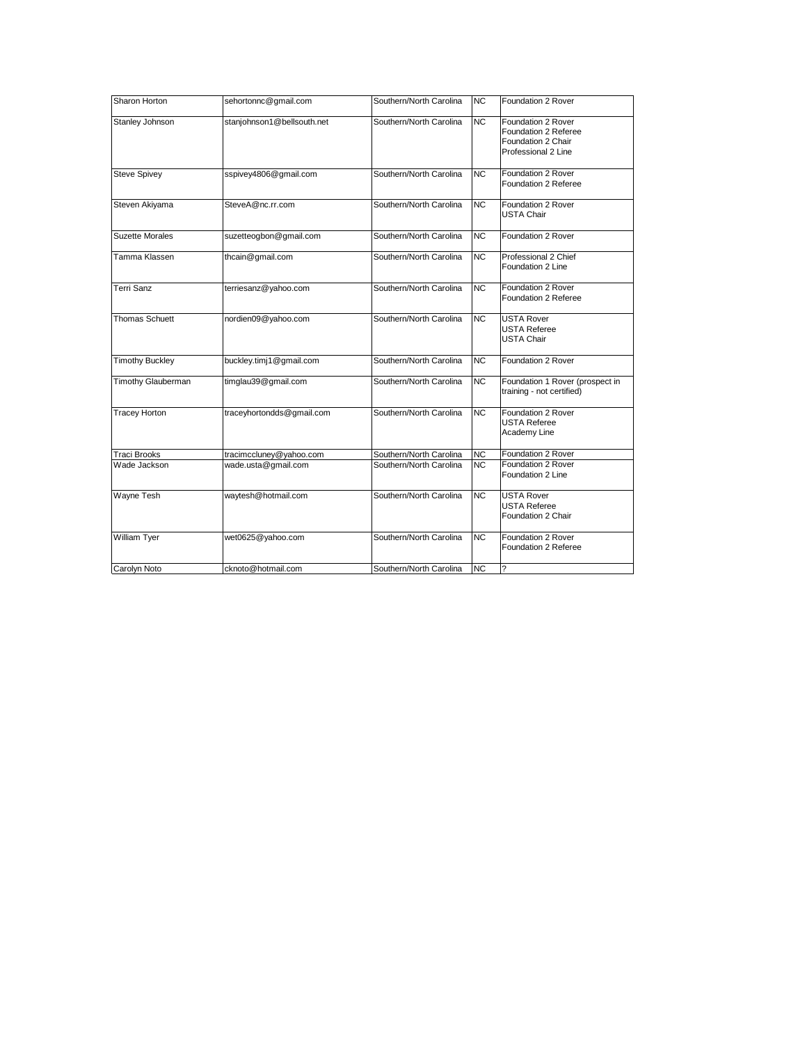| | | | | |
|---|---|---|---|---|
| Sharon Horton | sehortonnc@gmail.com | Southern/North Carolina | NC | Foundation 2 Rover |
| Stanley Johnson | stanjohnson1@bellsouth.net | Southern/North Carolina | NC | Foundation 2 Rover<br>Foundation 2 Referee<br>Foundation 2 Chair<br>Professional 2 Line |
| Steve Spivey | sspivey4806@gmail.com | Southern/North Carolina | NC | Foundation 2 Rover<br>Foundation 2 Referee |
| Steven Akiyama | SteveA@nc.rr.com | Southern/North Carolina | NC | Foundation 2 Rover<br>USTA Chair |
| Suzette Morales | suzetteogbon@gmail.com | Southern/North Carolina | NC | Foundation 2 Rover |
| Tamma Klassen | thcain@gmail.com | Southern/North Carolina | NC | Professional 2 Chief<br>Foundation 2 Line |
| Terri Sanz | terriesanz@yahoo.com | Southern/North Carolina | NC | Foundation 2 Rover<br>Foundation 2 Referee |
| Thomas Schuett | nordien09@yahoo.com | Southern/North Carolina | NC | USTA Rover<br>USTA Referee<br>USTA Chair |
| Timothy Buckley | buckley.timj1@gmail.com | Southern/North Carolina | NC | Foundation 2 Rover |
| Timothy Glauberman | timglau39@gmail.com | Southern/North Carolina | NC | Foundation 1 Rover (prospect in training - not certified) |
| Tracey Horton | traceyhortondds@gmail.com | Southern/North Carolina | NC | Foundation 2 Rover<br>USTA Referee<br>Academy Line |
| Traci Brooks | tracimccluney@yahoo.com | Southern/North Carolina | NC | Foundation 2 Rover |
| Wade Jackson | wade.usta@gmail.com | Southern/North Carolina | NC | Foundation 2 Rover<br>Foundation 2 Line |
| Wayne Tesh | waytesh@hotmail.com | Southern/North Carolina | NC | USTA Rover<br>USTA Referee<br>Foundation 2 Chair |
| William Tyer | wet0625@yahoo.com | Southern/North Carolina | NC | Foundation 2 Rover<br>Foundation 2 Referee |
| Carolyn Noto | cknoto@hotmail.com | Southern/North Carolina | NC | ? |